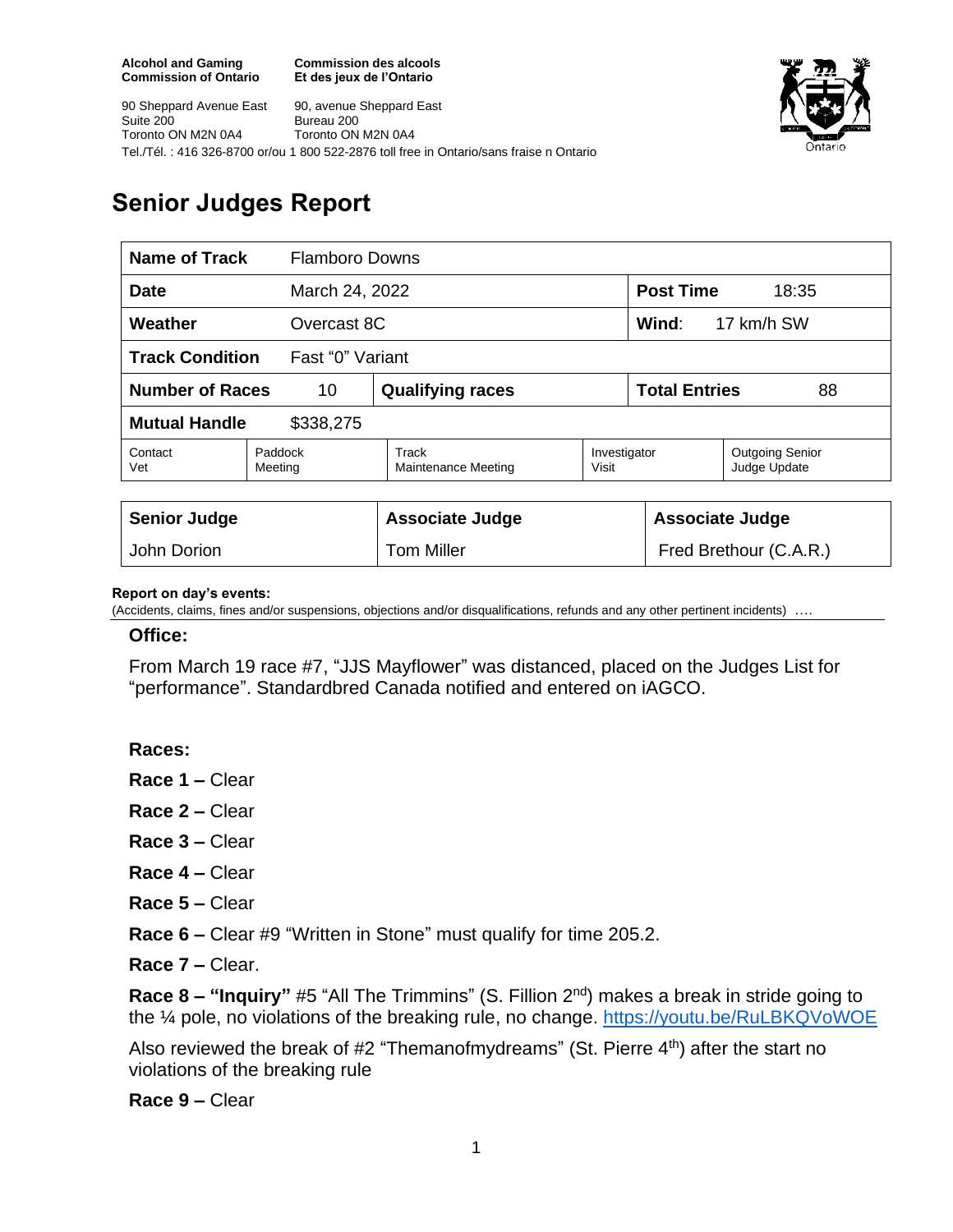**Alcohol and Gaming Commission of Ontario**
90 Sheppard Avenue East
Suite 200
Toronto ON M2N 0A4

**Commission des alcools Et des jeux de l'Ontario**
90, avenue Sheppard East
Bureau 200
Toronto ON M2N 0A4

Tel./Tél. : 416 326-8700 or/ou 1 800 522-2876 toll free in Ontario/sans fraise n Ontario

# Senior Judges Report

| **Name of Track** | Flamboro Downs | | | |
|---|---|---|---|---|
| **Date** | March 24, 2022 | | **Post Time** | 18:35 |
| **Weather** | Overcast 8C | | **Wind**: | 17 km/h SW |
| **Track Condition** | Fast "0" Variant | | | |
| **Number of Races** | 10 | **Qualifying races** | **Total Entries** | 88 |
| **Mutual Handle** | $338,275 | | | |

| Contact Vet | Paddock Meeting | Track Maintenance Meeting | Investigator Visit | Outgoing Senior Judge Update |
|---|---|---|---|---|

| **Senior Judge** | **Associate Judge** | **Associate Judge** |
|---|---|---|
| John Dorion | Tom Miller | Fred Brethour (C.A.R.) |

**Report on day's events:**
(Accidents, claims, fines and/or suspensions, objections and/or disqualifications, refunds and any other pertinent incidents) ….

**Office:**

From March 19 race #7, "JJS Mayflower" was distanced, placed on the Judges List for "performance". Standardbred Canada notified and entered on iAGCO.

**Races:**

**Race 1 –** Clear

**Race 2 –** Clear

**Race 3 –** Clear

**Race 4 –** Clear

**Race 5 –** Clear

**Race 6 –** Clear #9 "Written in Stone" must qualify for time 205.2.

**Race 7 –** Clear.

**Race 8 – "Inquiry"** #5 "All The Trimmins" (S. Fillion 2nd) makes a break in stride going to the ¼ pole, no violations of the breaking rule, no change. https://youtu.be/RuLBKQVoWOE

Also reviewed the break of #2 "Themanofmydreams" (St. Pierre 4th) after the start no violations of the breaking rule

**Race 9 –** Clear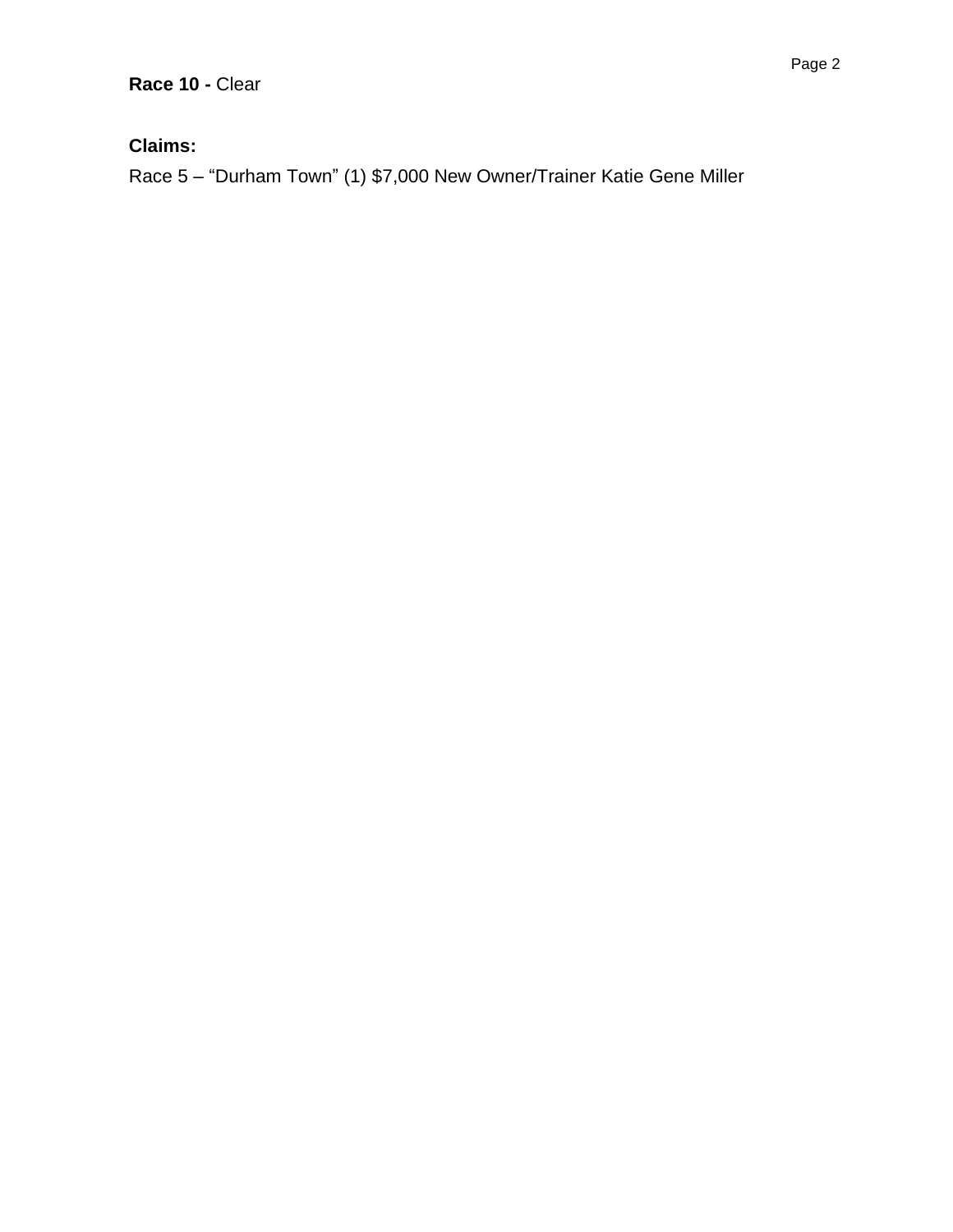**Race 10 -** Clear

**Claims:**

Race 5 – “Durham Town” (1) $7,000 New Owner/Trainer Katie Gene Miller